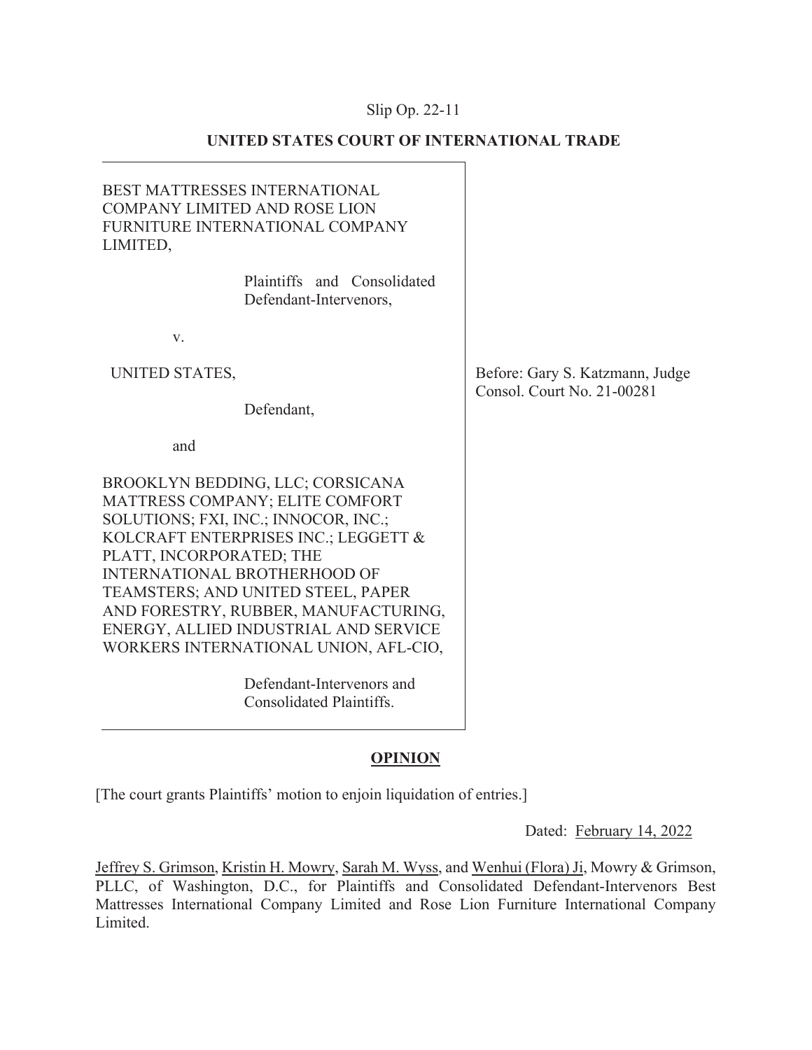Slip Op. 22-11

**UNITED STATES COURT OF INTERNATIONAL TRADE**

BEST MATTRESSES INTERNATIONAL COMPANY LIMITED AND ROSE LION FURNITURE INTERNATIONAL COMPANY LIMITED,

Plaintiffs and Consolidated Defendant-Intervenors,

v.

UNITED STATES,

Defendant,

and

BROOKLYN BEDDING, LLC; CORSICANA MATTRESS COMPANY; ELITE COMFORT SOLUTIONS; FXI, INC.; INNOCOR, INC.; KOLCRAFT ENTERPRISES INC.; LEGGETT & PLATT, INCORPORATED; THE INTERNATIONAL BROTHERHOOD OF TEAMSTERS; AND UNITED STEEL, PAPER AND FORESTRY, RUBBER, MANUFACTURING, ENERGY, ALLIED INDUSTRIAL AND SERVICE WORKERS INTERNATIONAL UNION, AFL-CIO,

Defendant-Intervenors and Consolidated Plaintiffs.

Before: Gary S. Katzmann, Judge
Consol. Court No. 21-00281

**OPINION**

[The court grants Plaintiffs' motion to enjoin liquidation of entries.]

Dated: February 14, 2022

Jeffrey S. Grimson, Kristin H. Mowry, Sarah M. Wyss, and Wenhui (Flora) Ji, Mowry & Grimson, PLLC, of Washington, D.C., for Plaintiffs and Consolidated Defendant-Intervenors Best Mattresses International Company Limited and Rose Lion Furniture International Company Limited.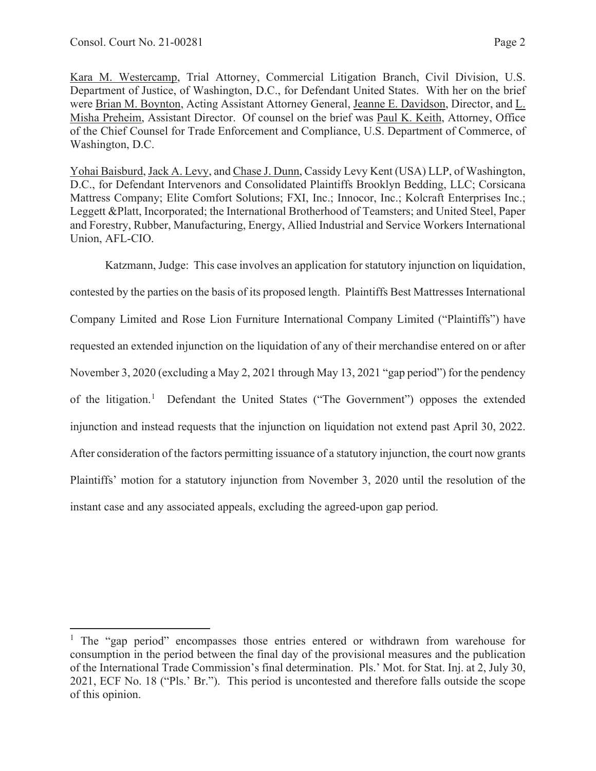Kara M. Westercamp, Trial Attorney, Commercial Litigation Branch, Civil Division, U.S. Department of Justice, of Washington, D.C., for Defendant United States. With her on the brief were Brian M. Boynton, Acting Assistant Attorney General, Jeanne E. Davidson, Director, and L. Misha Preheim, Assistant Director. Of counsel on the brief was Paul K. Keith, Attorney, Office of the Chief Counsel for Trade Enforcement and Compliance, U.S. Department of Commerce, of Washington, D.C.

Yohai Baisburd, Jack A. Levy, and Chase J. Dunn, Cassidy Levy Kent (USA) LLP, of Washington, D.C., for Defendant Intervenors and Consolidated Plaintiffs Brooklyn Bedding, LLC; Corsicana Mattress Company; Elite Comfort Solutions; FXI, Inc.; Innocor, Inc.; Kolcraft Enterprises Inc.; Leggett &Platt, Incorporated; the International Brotherhood of Teamsters; and United Steel, Paper and Forestry, Rubber, Manufacturing, Energy, Allied Industrial and Service Workers International Union, AFL-CIO.

Katzmann, Judge: This case involves an application for statutory injunction on liquidation, contested by the parties on the basis of its proposed length. Plaintiffs Best Mattresses International Company Limited and Rose Lion Furniture International Company Limited ("Plaintiffs") have requested an extended injunction on the liquidation of any of their merchandise entered on or after November 3, 2020 (excluding a May 2, 2021 through May 13, 2021 "gap period") for the pendency of the litigation.[1] Defendant the United States ("The Government") opposes the extended injunction and instead requests that the injunction on liquidation not extend past April 30, 2022. After consideration of the factors permitting issuance of a statutory injunction, the court now grants Plaintiffs' motion for a statutory injunction from November 3, 2020 until the resolution of the instant case and any associated appeals, excluding the agreed-upon gap period.

[1] The "gap period" encompasses those entries entered or withdrawn from warehouse for consumption in the period between the final day of the provisional measures and the publication of the International Trade Commission's final determination. Pls.' Mot. for Stat. Inj. at 2, July 30, 2021, ECF No. 18 ("Pls.' Br."). This period is uncontested and therefore falls outside the scope of this opinion.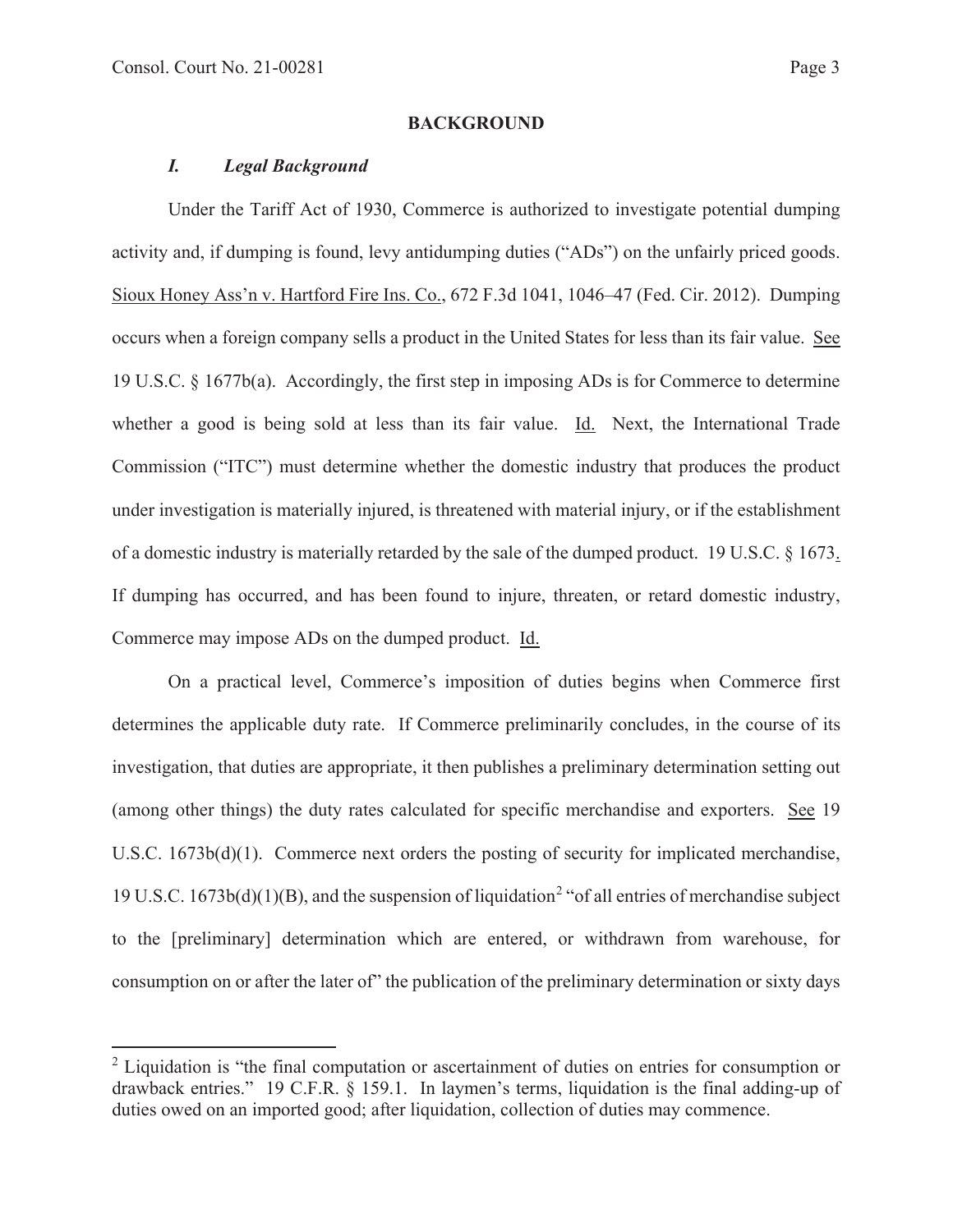## BACKGROUND

### *I. Legal Background*

Under the Tariff Act of 1930, Commerce is authorized to investigate potential dumping activity and, if dumping is found, levy antidumping duties ("ADs") on the unfairly priced goods. Sioux Honey Ass'n v. Hartford Fire Ins. Co., 672 F.3d 1041, 1046–47 (Fed. Cir. 2012). Dumping occurs when a foreign company sells a product in the United States for less than its fair value. See 19 U.S.C. § 1677b(a). Accordingly, the first step in imposing ADs is for Commerce to determine whether a good is being sold at less than its fair value. Id. Next, the International Trade Commission ("ITC") must determine whether the domestic industry that produces the product under investigation is materially injured, is threatened with material injury, or if the establishment of a domestic industry is materially retarded by the sale of the dumped product. 19 U.S.C. § 1673. If dumping has occurred, and has been found to injure, threaten, or retard domestic industry, Commerce may impose ADs on the dumped product. Id.

On a practical level, Commerce's imposition of duties begins when Commerce first determines the applicable duty rate. If Commerce preliminarily concludes, in the course of its investigation, that duties are appropriate, it then publishes a preliminary determination setting out (among other things) the duty rates calculated for specific merchandise and exporters. See 19 U.S.C. 1673b(d)(1). Commerce next orders the posting of security for implicated merchandise, 19 U.S.C. 1673b(d)(1)(B), and the suspension of liquidation[2] "of all entries of merchandise subject to the [preliminary] determination which are entered, or withdrawn from warehouse, for consumption on or after the later of" the publication of the preliminary determination or sixty days

[2] Liquidation is "the final computation or ascertainment of duties on entries for consumption or drawback entries." 19 C.F.R. § 159.1. In laymen's terms, liquidation is the final adding-up of duties owed on an imported good; after liquidation, collection of duties may commence.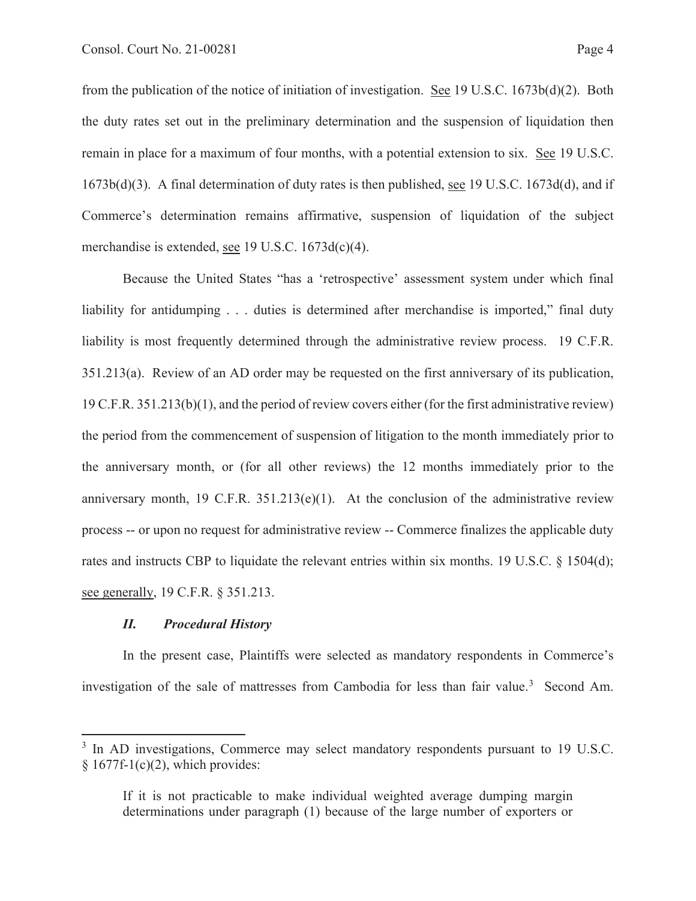from the publication of the notice of initiation of investigation. See 19 U.S.C. 1673b(d)(2). Both the duty rates set out in the preliminary determination and the suspension of liquidation then remain in place for a maximum of four months, with a potential extension to six. See 19 U.S.C. 1673b(d)(3). A final determination of duty rates is then published, see 19 U.S.C. 1673d(d), and if Commerce's determination remains affirmative, suspension of liquidation of the subject merchandise is extended, see 19 U.S.C. 1673d(c)(4).

Because the United States "has a 'retrospective' assessment system under which final liability for antidumping . . . duties is determined after merchandise is imported," final duty liability is most frequently determined through the administrative review process. 19 C.F.R. 351.213(a). Review of an AD order may be requested on the first anniversary of its publication, 19 C.F.R. 351.213(b)(1), and the period of review covers either (for the first administrative review) the period from the commencement of suspension of litigation to the month immediately prior to the anniversary month, or (for all other reviews) the 12 months immediately prior to the anniversary month, 19 C.F.R. 351.213(e)(1). At the conclusion of the administrative review process -- or upon no request for administrative review -- Commerce finalizes the applicable duty rates and instructs CBP to liquidate the relevant entries within six months. 19 U.S.C. § 1504(d); see generally, 19 C.F.R. § 351.213.

### *II. Procedural History*

In the present case, Plaintiffs were selected as mandatory respondents in Commerce's investigation of the sale of mattresses from Cambodia for less than fair value.[3] Second Am.

---

[3] In AD investigations, Commerce may select mandatory respondents pursuant to 19 U.S.C. § 1677f-1(c)(2), which provides:

> If it is not practicable to make individual weighted average dumping margin determinations under paragraph (1) because of the large number of exporters or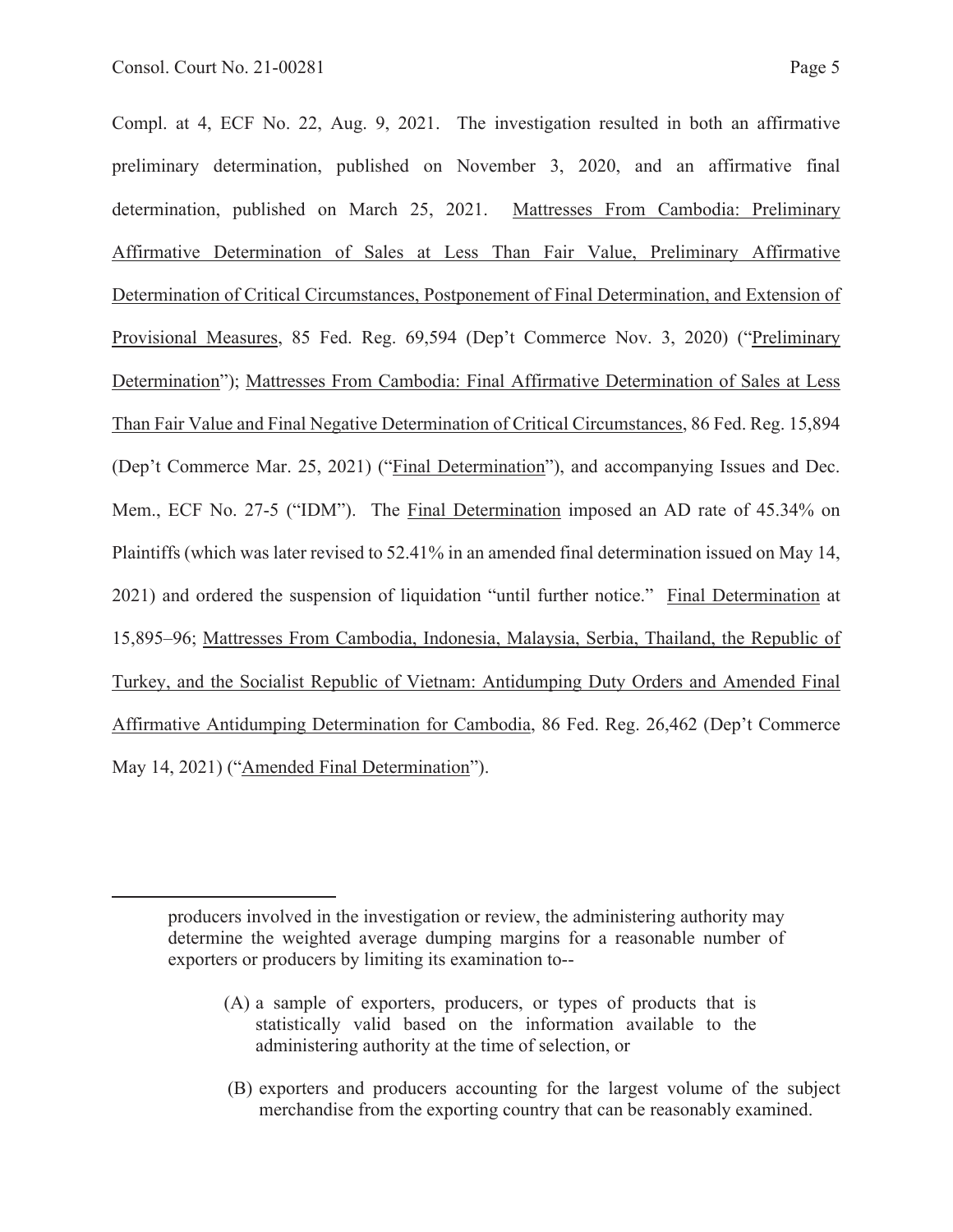Compl. at 4, ECF No. 22, Aug. 9, 2021. The investigation resulted in both an affirmative preliminary determination, published on November 3, 2020, and an affirmative final determination, published on March 25, 2021. Mattresses From Cambodia: Preliminary Affirmative Determination of Sales at Less Than Fair Value, Preliminary Affirmative Determination of Critical Circumstances, Postponement of Final Determination, and Extension of Provisional Measures, 85 Fed. Reg. 69,594 (Dep't Commerce Nov. 3, 2020) ("Preliminary Determination"); Mattresses From Cambodia: Final Affirmative Determination of Sales at Less Than Fair Value and Final Negative Determination of Critical Circumstances, 86 Fed. Reg. 15,894 (Dep't Commerce Mar. 25, 2021) ("Final Determination"), and accompanying Issues and Dec. Mem., ECF No. 27-5 ("IDM"). The Final Determination imposed an AD rate of 45.34% on Plaintiffs (which was later revised to 52.41% in an amended final determination issued on May 14, 2021) and ordered the suspension of liquidation "until further notice." Final Determination at 15,895–96; Mattresses From Cambodia, Indonesia, Malaysia, Serbia, Thailand, the Republic of Turkey, and the Socialist Republic of Vietnam: Antidumping Duty Orders and Amended Final Affirmative Antidumping Determination for Cambodia, 86 Fed. Reg. 26,462 (Dep't Commerce May 14, 2021) ("Amended Final Determination").

---

> producers involved in the investigation or review, the administering authority may determine the weighted average dumping margins for a reasonable number of exporters or producers by limiting its examination to--
>
> (A) a sample of exporters, producers, or types of products that is statistically valid based on the information available to the administering authority at the time of selection, or
>
> (B) exporters and producers accounting for the largest volume of the subject merchandise from the exporting country that can be reasonably examined.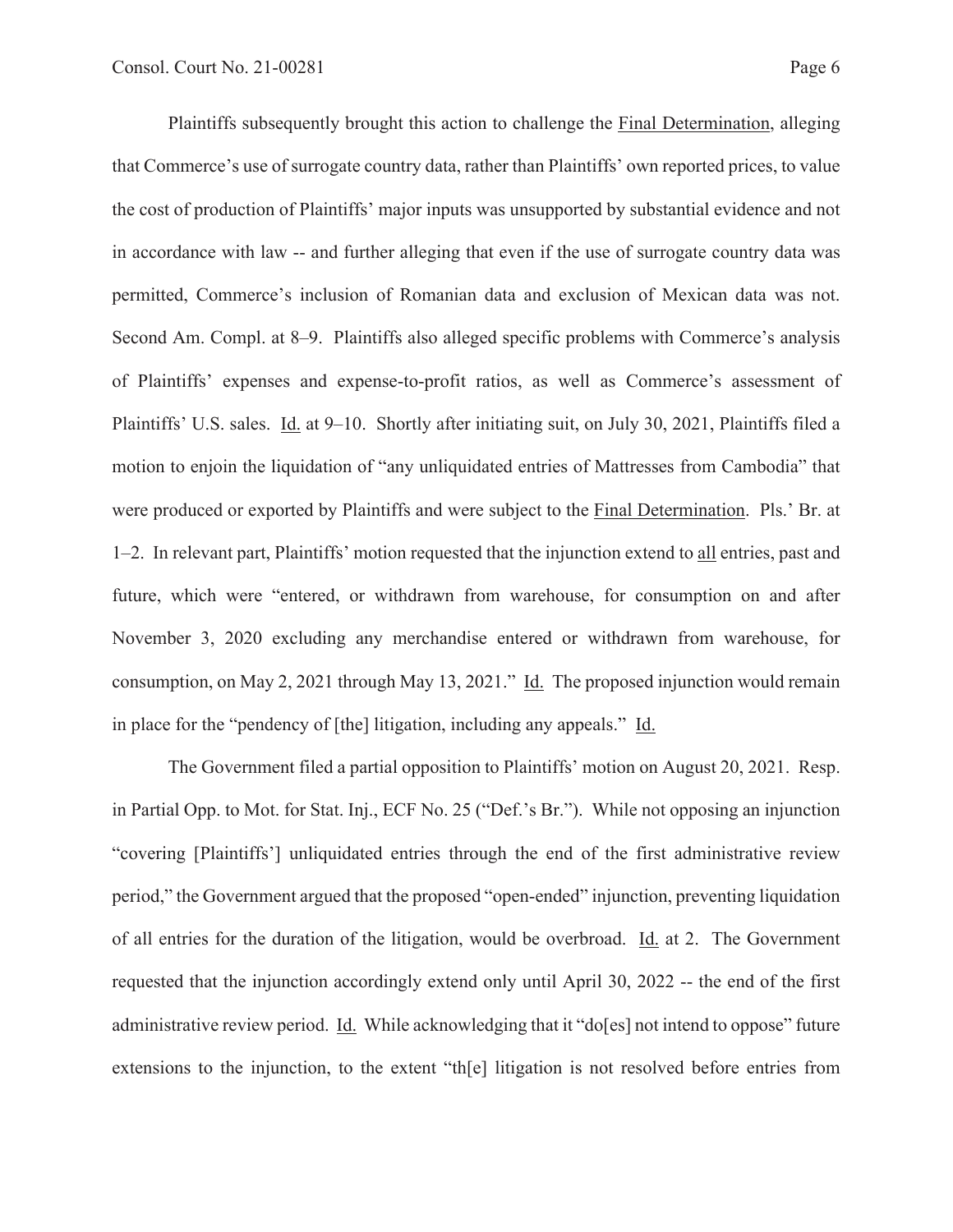Plaintiffs subsequently brought this action to challenge the Final Determination, alleging that Commerce's use of surrogate country data, rather than Plaintiffs' own reported prices, to value the cost of production of Plaintiffs' major inputs was unsupported by substantial evidence and not in accordance with law -- and further alleging that even if the use of surrogate country data was permitted, Commerce's inclusion of Romanian data and exclusion of Mexican data was not. Second Am. Compl. at 8–9. Plaintiffs also alleged specific problems with Commerce's analysis of Plaintiffs' expenses and expense-to-profit ratios, as well as Commerce's assessment of Plaintiffs' U.S. sales. Id. at 9–10. Shortly after initiating suit, on July 30, 2021, Plaintiffs filed a motion to enjoin the liquidation of "any unliquidated entries of Mattresses from Cambodia" that were produced or exported by Plaintiffs and were subject to the Final Determination. Pls.' Br. at 1–2. In relevant part, Plaintiffs' motion requested that the injunction extend to all entries, past and future, which were "entered, or withdrawn from warehouse, for consumption on and after November 3, 2020 excluding any merchandise entered or withdrawn from warehouse, for consumption, on May 2, 2021 through May 13, 2021." Id. The proposed injunction would remain in place for the "pendency of [the] litigation, including any appeals." Id.

The Government filed a partial opposition to Plaintiffs' motion on August 20, 2021. Resp. in Partial Opp. to Mot. for Stat. Inj., ECF No. 25 ("Def.'s Br."). While not opposing an injunction "covering [Plaintiffs'] unliquidated entries through the end of the first administrative review period," the Government argued that the proposed "open-ended" injunction, preventing liquidation of all entries for the duration of the litigation, would be overbroad. Id. at 2. The Government requested that the injunction accordingly extend only until April 30, 2022 -- the end of the first administrative review period. Id. While acknowledging that it "do[es] not intend to oppose" future extensions to the injunction, to the extent "th[e] litigation is not resolved before entries from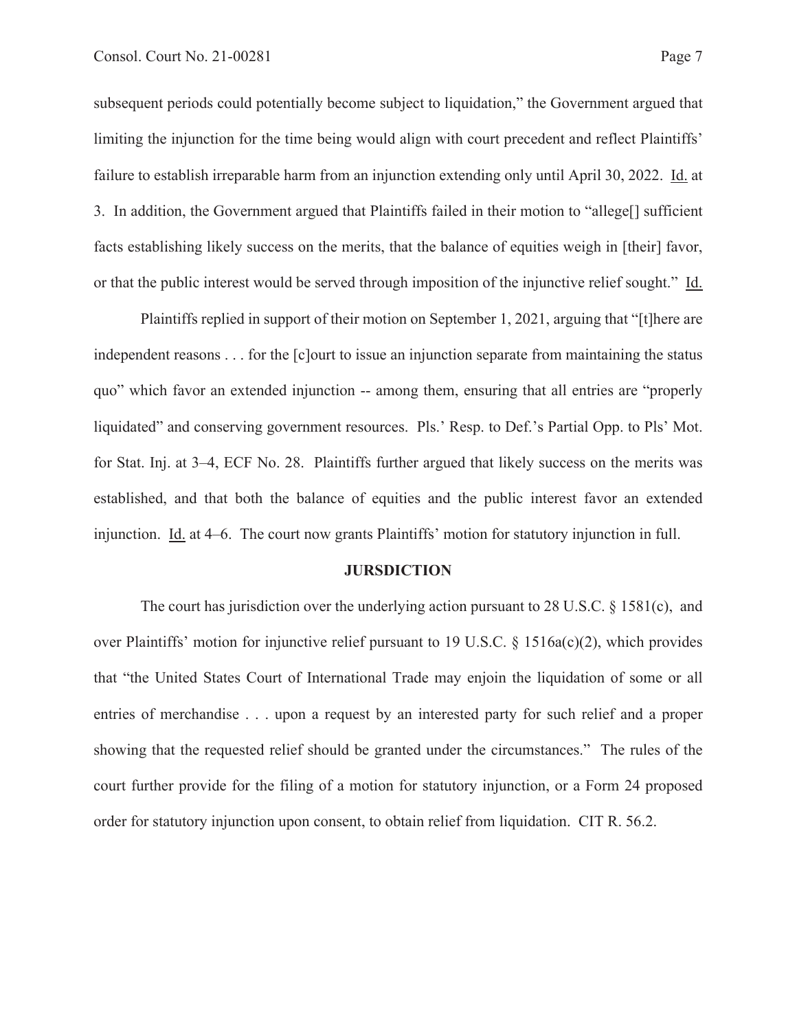subsequent periods could potentially become subject to liquidation," the Government argued that limiting the injunction for the time being would align with court precedent and reflect Plaintiffs' failure to establish irreparable harm from an injunction extending only until April 30, 2022. Id. at 3. In addition, the Government argued that Plaintiffs failed in their motion to "allege[] sufficient facts establishing likely success on the merits, that the balance of equities weigh in [their] favor, or that the public interest would be served through imposition of the injunctive relief sought." Id.

Plaintiffs replied in support of their motion on September 1, 2021, arguing that "[t]here are independent reasons . . . for the [c]ourt to issue an injunction separate from maintaining the status quo" which favor an extended injunction -- among them, ensuring that all entries are "properly liquidated" and conserving government resources. Pls.' Resp. to Def.'s Partial Opp. to Pls' Mot. for Stat. Inj. at 3–4, ECF No. 28. Plaintiffs further argued that likely success on the merits was established, and that both the balance of equities and the public interest favor an extended injunction. Id. at 4–6. The court now grants Plaintiffs' motion for statutory injunction in full.

## JURSDICTION

The court has jurisdiction over the underlying action pursuant to 28 U.S.C. § 1581(c), and over Plaintiffs' motion for injunctive relief pursuant to 19 U.S.C. § 1516a(c)(2), which provides that "the United States Court of International Trade may enjoin the liquidation of some or all entries of merchandise . . . upon a request by an interested party for such relief and a proper showing that the requested relief should be granted under the circumstances." The rules of the court further provide for the filing of a motion for statutory injunction, or a Form 24 proposed order for statutory injunction upon consent, to obtain relief from liquidation. CIT R. 56.2.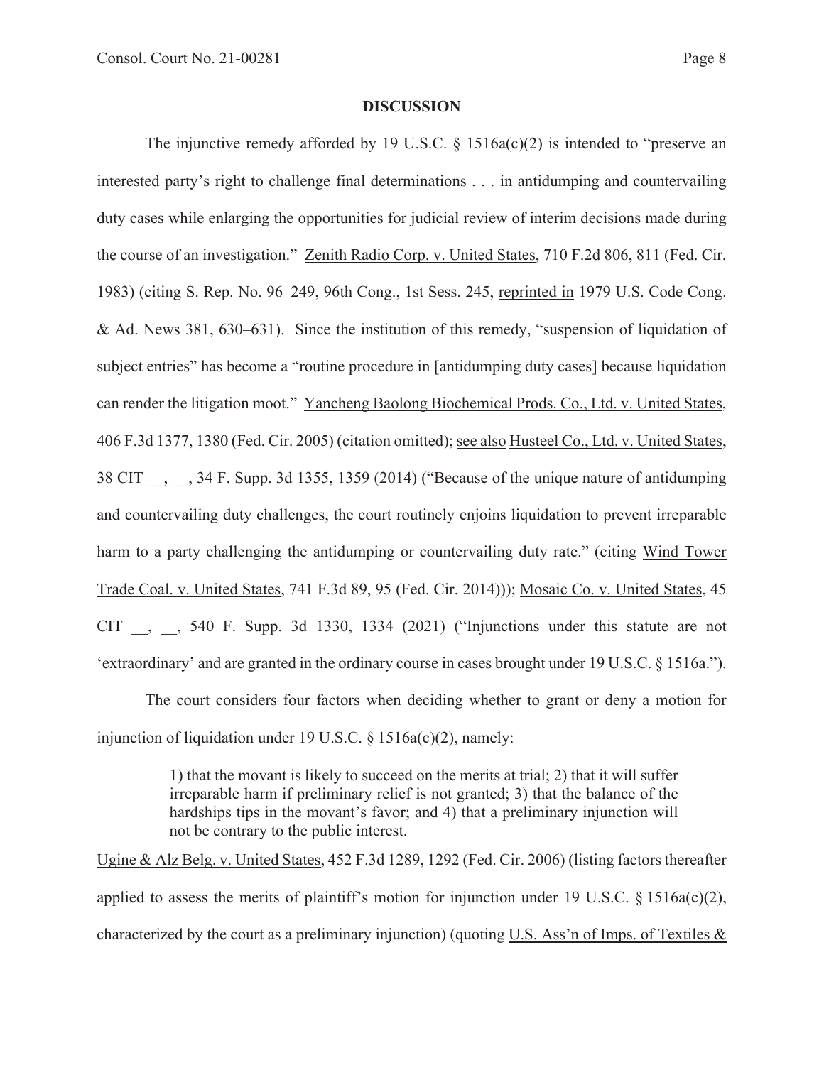## DISCUSSION

The injunctive remedy afforded by 19 U.S.C. § 1516a(c)(2) is intended to "preserve an interested party's right to challenge final determinations . . . in antidumping and countervailing duty cases while enlarging the opportunities for judicial review of interim decisions made during the course of an investigation." Zenith Radio Corp. v. United States, 710 F.2d 806, 811 (Fed. Cir. 1983) (citing S. Rep. No. 96–249, 96th Cong., 1st Sess. 245, reprinted in 1979 U.S. Code Cong. & Ad. News 381, 630–631). Since the institution of this remedy, "suspension of liquidation of subject entries" has become a "routine procedure in [antidumping duty cases] because liquidation can render the litigation moot." Yancheng Baolong Biochemical Prods. Co., Ltd. v. United States, 406 F.3d 1377, 1380 (Fed. Cir. 2005) (citation omitted); see also Husteel Co., Ltd. v. United States, 38 CIT __, __, 34 F. Supp. 3d 1355, 1359 (2014) ("Because of the unique nature of antidumping and countervailing duty challenges, the court routinely enjoins liquidation to prevent irreparable harm to a party challenging the antidumping or countervailing duty rate." (citing Wind Tower Trade Coal. v. United States, 741 F.3d 89, 95 (Fed. Cir. 2014))); Mosaic Co. v. United States, 45 CIT __, __, 540 F. Supp. 3d 1330, 1334 (2021) ("Injunctions under this statute are not 'extraordinary' and are granted in the ordinary course in cases brought under 19 U.S.C. § 1516a.").

The court considers four factors when deciding whether to grant or deny a motion for injunction of liquidation under 19 U.S.C. § 1516a(c)(2), namely:

> 1) that the movant is likely to succeed on the merits at trial; 2) that it will suffer irreparable harm if preliminary relief is not granted; 3) that the balance of the hardships tips in the movant's favor; and 4) that a preliminary injunction will not be contrary to the public interest.

Ugine & Alz Belg. v. United States, 452 F.3d 1289, 1292 (Fed. Cir. 2006) (listing factors thereafter applied to assess the merits of plaintiff's motion for injunction under 19 U.S.C. § 1516a(c)(2), characterized by the court as a preliminary injunction) (quoting U.S. Ass'n of Imps. of Textiles &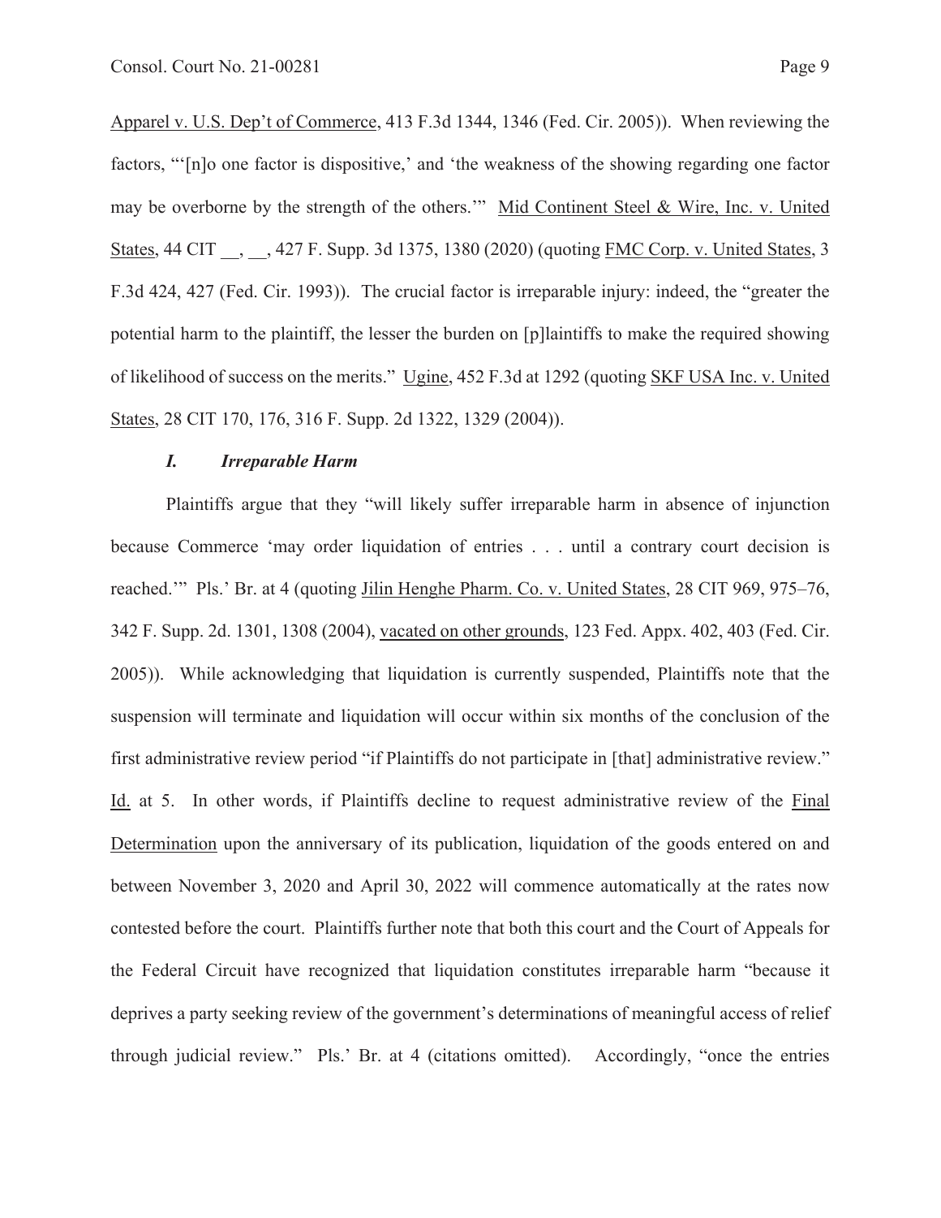Apparel v. U.S. Dep't of Commerce, 413 F.3d 1344, 1346 (Fed. Cir. 2005)). When reviewing the factors, "'[n]o one factor is dispositive,' and 'the weakness of the showing regarding one factor may be overborne by the strength of the others.'" Mid Continent Steel & Wire, Inc. v. United States, 44 CIT __, __, 427 F. Supp. 3d 1375, 1380 (2020) (quoting FMC Corp. v. United States, 3 F.3d 424, 427 (Fed. Cir. 1993)). The crucial factor is irreparable injury: indeed, the "greater the potential harm to the plaintiff, the lesser the burden on [p]laintiffs to make the required showing of likelihood of success on the merits." Ugine, 452 F.3d at 1292 (quoting SKF USA Inc. v. United States, 28 CIT 170, 176, 316 F. Supp. 2d 1322, 1329 (2004)).

### *I. Irreparable Harm*

Plaintiffs argue that they "will likely suffer irreparable harm in absence of injunction because Commerce 'may order liquidation of entries . . . until a contrary court decision is reached.'" Pls.' Br. at 4 (quoting Jilin Henghe Pharm. Co. v. United States, 28 CIT 969, 975–76, 342 F. Supp. 2d. 1301, 1308 (2004), vacated on other grounds, 123 Fed. Appx. 402, 403 (Fed. Cir. 2005)). While acknowledging that liquidation is currently suspended, Plaintiffs note that the suspension will terminate and liquidation will occur within six months of the conclusion of the first administrative review period "if Plaintiffs do not participate in [that] administrative review." Id. at 5. In other words, if Plaintiffs decline to request administrative review of the Final Determination upon the anniversary of its publication, liquidation of the goods entered on and between November 3, 2020 and April 30, 2022 will commence automatically at the rates now contested before the court. Plaintiffs further note that both this court and the Court of Appeals for the Federal Circuit have recognized that liquidation constitutes irreparable harm "because it deprives a party seeking review of the government's determinations of meaningful access of relief through judicial review." Pls.' Br. at 4 (citations omitted). Accordingly, "once the entries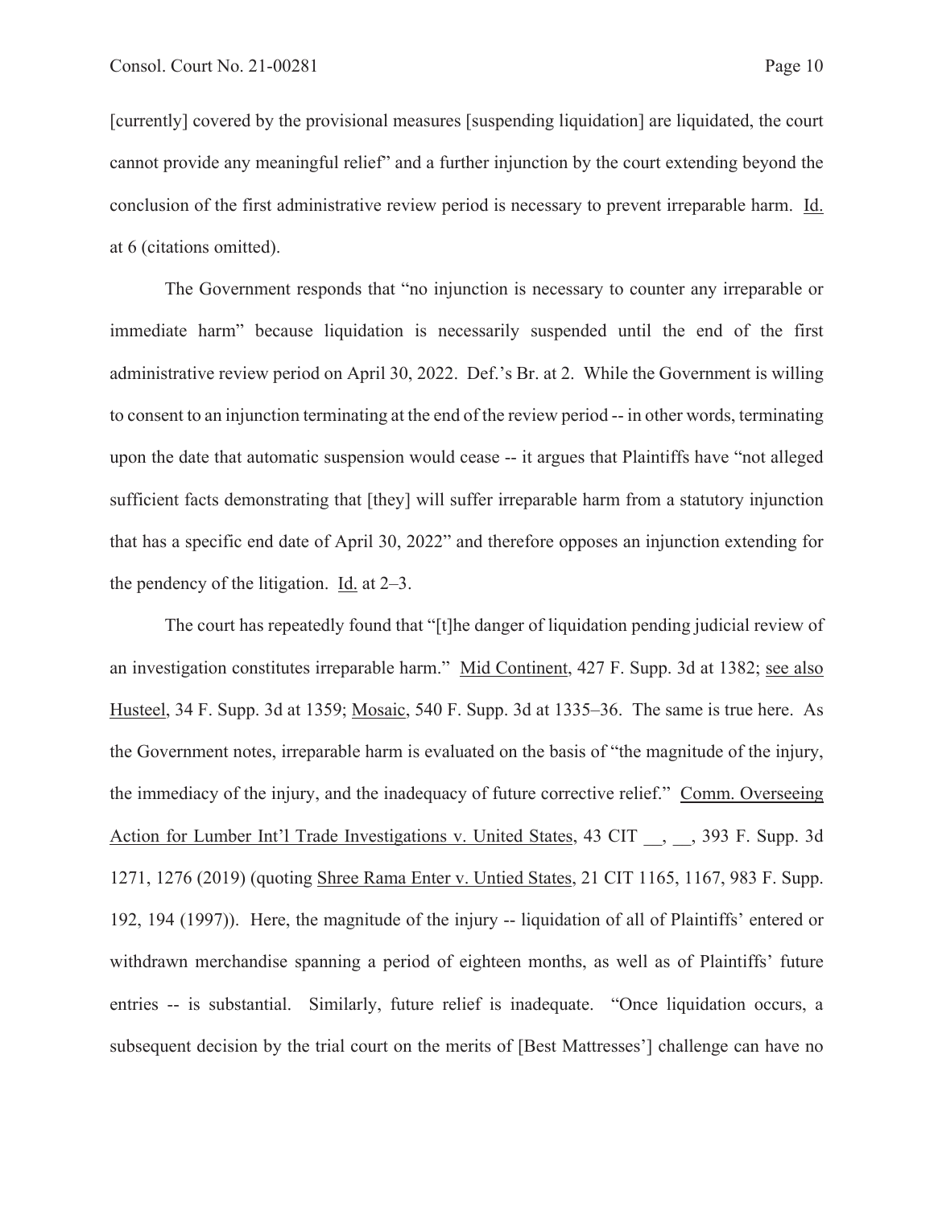[currently] covered by the provisional measures [suspending liquidation] are liquidated, the court cannot provide any meaningful relief" and a further injunction by the court extending beyond the conclusion of the first administrative review period is necessary to prevent irreparable harm. Id. at 6 (citations omitted).

The Government responds that "no injunction is necessary to counter any irreparable or immediate harm" because liquidation is necessarily suspended until the end of the first administrative review period on April 30, 2022. Def.'s Br. at 2. While the Government is willing to consent to an injunction terminating at the end of the review period -- in other words, terminating upon the date that automatic suspension would cease -- it argues that Plaintiffs have "not alleged sufficient facts demonstrating that [they] will suffer irreparable harm from a statutory injunction that has a specific end date of April 30, 2022" and therefore opposes an injunction extending for the pendency of the litigation. Id. at 2–3.

The court has repeatedly found that "[t]he danger of liquidation pending judicial review of an investigation constitutes irreparable harm." Mid Continent, 427 F. Supp. 3d at 1382; see also Husteel, 34 F. Supp. 3d at 1359; Mosaic, 540 F. Supp. 3d at 1335–36. The same is true here. As the Government notes, irreparable harm is evaluated on the basis of "the magnitude of the injury, the immediacy of the injury, and the inadequacy of future corrective relief." Comm. Overseeing Action for Lumber Int'l Trade Investigations v. United States, 43 CIT \_\_, \_\_, 393 F. Supp. 3d 1271, 1276 (2019) (quoting Shree Rama Enter v. Untied States, 21 CIT 1165, 1167, 983 F. Supp. 192, 194 (1997)). Here, the magnitude of the injury -- liquidation of all of Plaintiffs' entered or withdrawn merchandise spanning a period of eighteen months, as well as of Plaintiffs' future entries -- is substantial. Similarly, future relief is inadequate. "Once liquidation occurs, a subsequent decision by the trial court on the merits of [Best Mattresses'] challenge can have no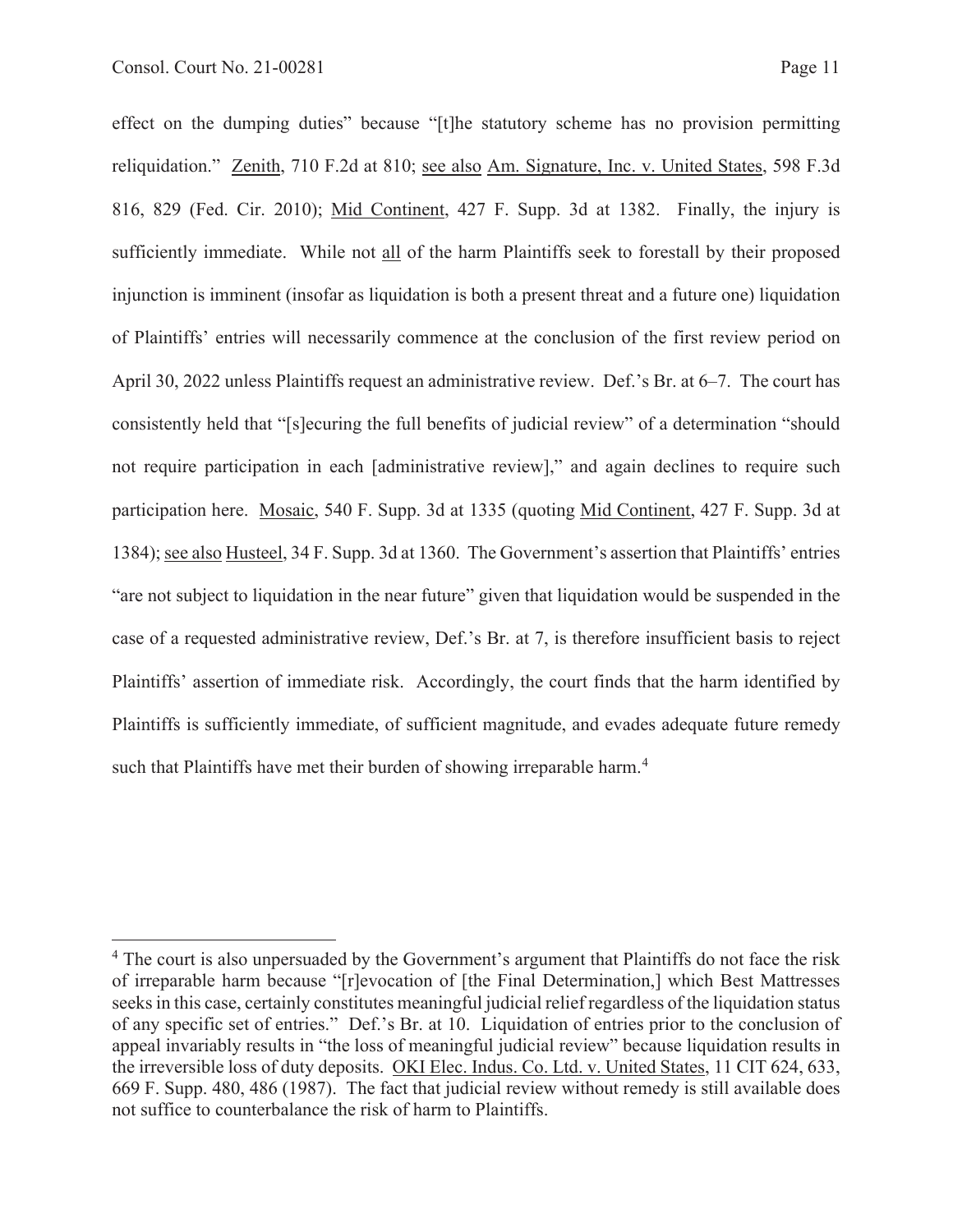effect on the dumping duties" because "[t]he statutory scheme has no provision permitting reliquidation." Zenith, 710 F.2d at 810; see also Am. Signature, Inc. v. United States, 598 F.3d 816, 829 (Fed. Cir. 2010); Mid Continent, 427 F. Supp. 3d at 1382. Finally, the injury is sufficiently immediate. While not all of the harm Plaintiffs seek to forestall by their proposed injunction is imminent (insofar as liquidation is both a present threat and a future one) liquidation of Plaintiffs' entries will necessarily commence at the conclusion of the first review period on April 30, 2022 unless Plaintiffs request an administrative review. Def.'s Br. at 6–7. The court has consistently held that "[s]ecuring the full benefits of judicial review" of a determination "should not require participation in each [administrative review]," and again declines to require such participation here. Mosaic, 540 F. Supp. 3d at 1335 (quoting Mid Continent, 427 F. Supp. 3d at 1384); see also Husteel, 34 F. Supp. 3d at 1360. The Government's assertion that Plaintiffs' entries "are not subject to liquidation in the near future" given that liquidation would be suspended in the case of a requested administrative review, Def.'s Br. at 7, is therefore insufficient basis to reject Plaintiffs' assertion of immediate risk. Accordingly, the court finds that the harm identified by Plaintiffs is sufficiently immediate, of sufficient magnitude, and evades adequate future remedy such that Plaintiffs have met their burden of showing irreparable harm.[4]

---

[4] The court is also unpersuaded by the Government's argument that Plaintiffs do not face the risk of irreparable harm because "[r]evocation of [the Final Determination,] which Best Mattresses seeks in this case, certainly constitutes meaningful judicial relief regardless of the liquidation status of any specific set of entries." Def.'s Br. at 10. Liquidation of entries prior to the conclusion of appeal invariably results in "the loss of meaningful judicial review" because liquidation results in the irreversible loss of duty deposits. OKI Elec. Indus. Co. Ltd. v. United States, 11 CIT 624, 633, 669 F. Supp. 480, 486 (1987). The fact that judicial review without remedy is still available does not suffice to counterbalance the risk of harm to Plaintiffs.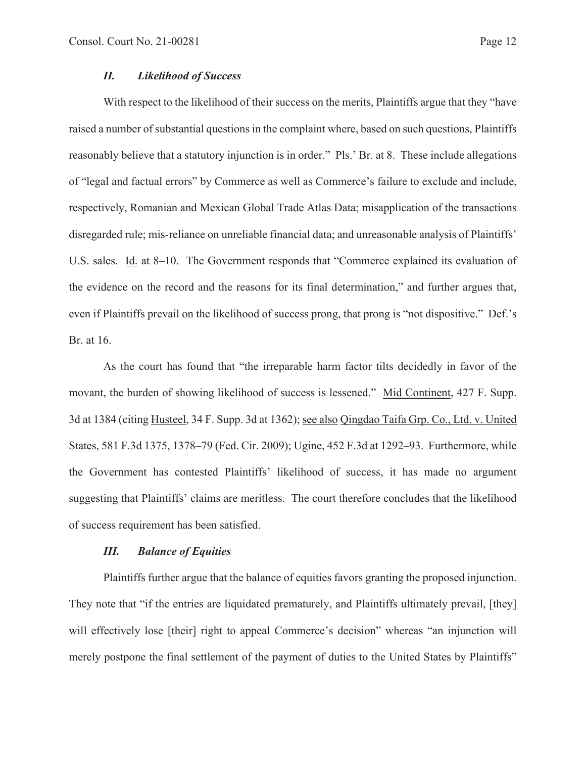### *II. Likelihood of Success*

With respect to the likelihood of their success on the merits, Plaintiffs argue that they "have raised a number of substantial questions in the complaint where, based on such questions, Plaintiffs reasonably believe that a statutory injunction is in order." Pls.' Br. at 8. These include allegations of "legal and factual errors" by Commerce as well as Commerce's failure to exclude and include, respectively, Romanian and Mexican Global Trade Atlas Data; misapplication of the transactions disregarded rule; mis-reliance on unreliable financial data; and unreasonable analysis of Plaintiffs' U.S. sales. Id. at 8–10. The Government responds that "Commerce explained its evaluation of the evidence on the record and the reasons for its final determination," and further argues that, even if Plaintiffs prevail on the likelihood of success prong, that prong is "not dispositive." Def.'s Br. at 16.

As the court has found that "the irreparable harm factor tilts decidedly in favor of the movant, the burden of showing likelihood of success is lessened." Mid Continent, 427 F. Supp. 3d at 1384 (citing Husteel, 34 F. Supp. 3d at 1362); see also Qingdao Taifa Grp. Co., Ltd. v. United States, 581 F.3d 1375, 1378–79 (Fed. Cir. 2009); Ugine, 452 F.3d at 1292–93. Furthermore, while the Government has contested Plaintiffs' likelihood of success, it has made no argument suggesting that Plaintiffs' claims are meritless. The court therefore concludes that the likelihood of success requirement has been satisfied.

### *III. Balance of Equities*

Plaintiffs further argue that the balance of equities favors granting the proposed injunction. They note that "if the entries are liquidated prematurely, and Plaintiffs ultimately prevail, [they] will effectively lose [their] right to appeal Commerce's decision" whereas "an injunction will merely postpone the final settlement of the payment of duties to the United States by Plaintiffs"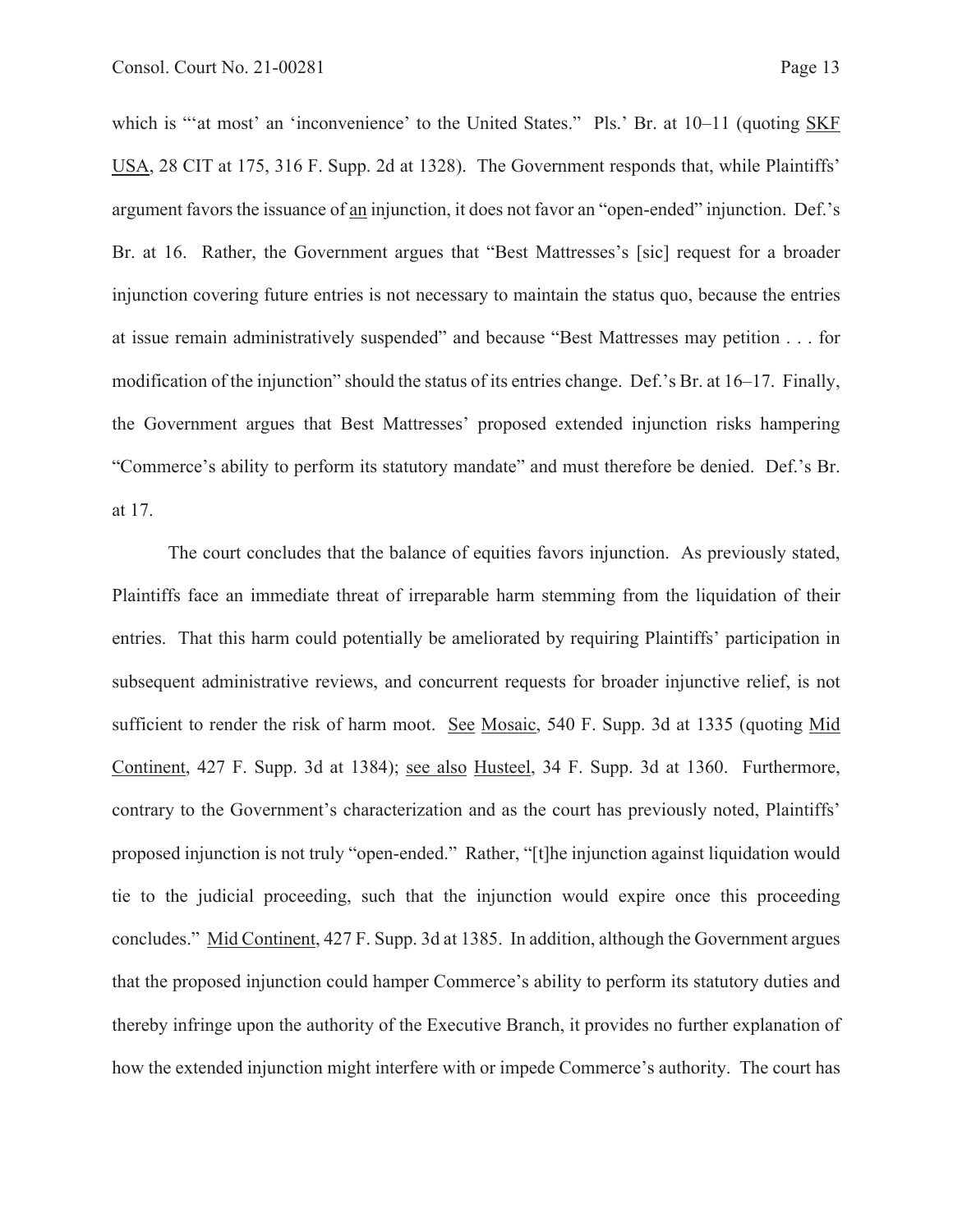which is "'at most' an 'inconvenience' to the United States." Pls.' Br. at 10–11 (quoting SKF USA, 28 CIT at 175, 316 F. Supp. 2d at 1328). The Government responds that, while Plaintiffs' argument favors the issuance of an injunction, it does not favor an "open-ended" injunction. Def.'s Br. at 16. Rather, the Government argues that "Best Mattresses's [sic] request for a broader injunction covering future entries is not necessary to maintain the status quo, because the entries at issue remain administratively suspended" and because "Best Mattresses may petition . . . for modification of the injunction" should the status of its entries change. Def.'s Br. at 16–17. Finally, the Government argues that Best Mattresses' proposed extended injunction risks hampering "Commerce's ability to perform its statutory mandate" and must therefore be denied. Def.'s Br. at 17.

The court concludes that the balance of equities favors injunction. As previously stated, Plaintiffs face an immediate threat of irreparable harm stemming from the liquidation of their entries. That this harm could potentially be ameliorated by requiring Plaintiffs' participation in subsequent administrative reviews, and concurrent requests for broader injunctive relief, is not sufficient to render the risk of harm moot. See Mosaic, 540 F. Supp. 3d at 1335 (quoting Mid Continent, 427 F. Supp. 3d at 1384); see also Husteel, 34 F. Supp. 3d at 1360. Furthermore, contrary to the Government's characterization and as the court has previously noted, Plaintiffs' proposed injunction is not truly "open-ended." Rather, "[t]he injunction against liquidation would tie to the judicial proceeding, such that the injunction would expire once this proceeding concludes." Mid Continent, 427 F. Supp. 3d at 1385. In addition, although the Government argues that the proposed injunction could hamper Commerce's ability to perform its statutory duties and thereby infringe upon the authority of the Executive Branch, it provides no further explanation of how the extended injunction might interfere with or impede Commerce's authority. The court has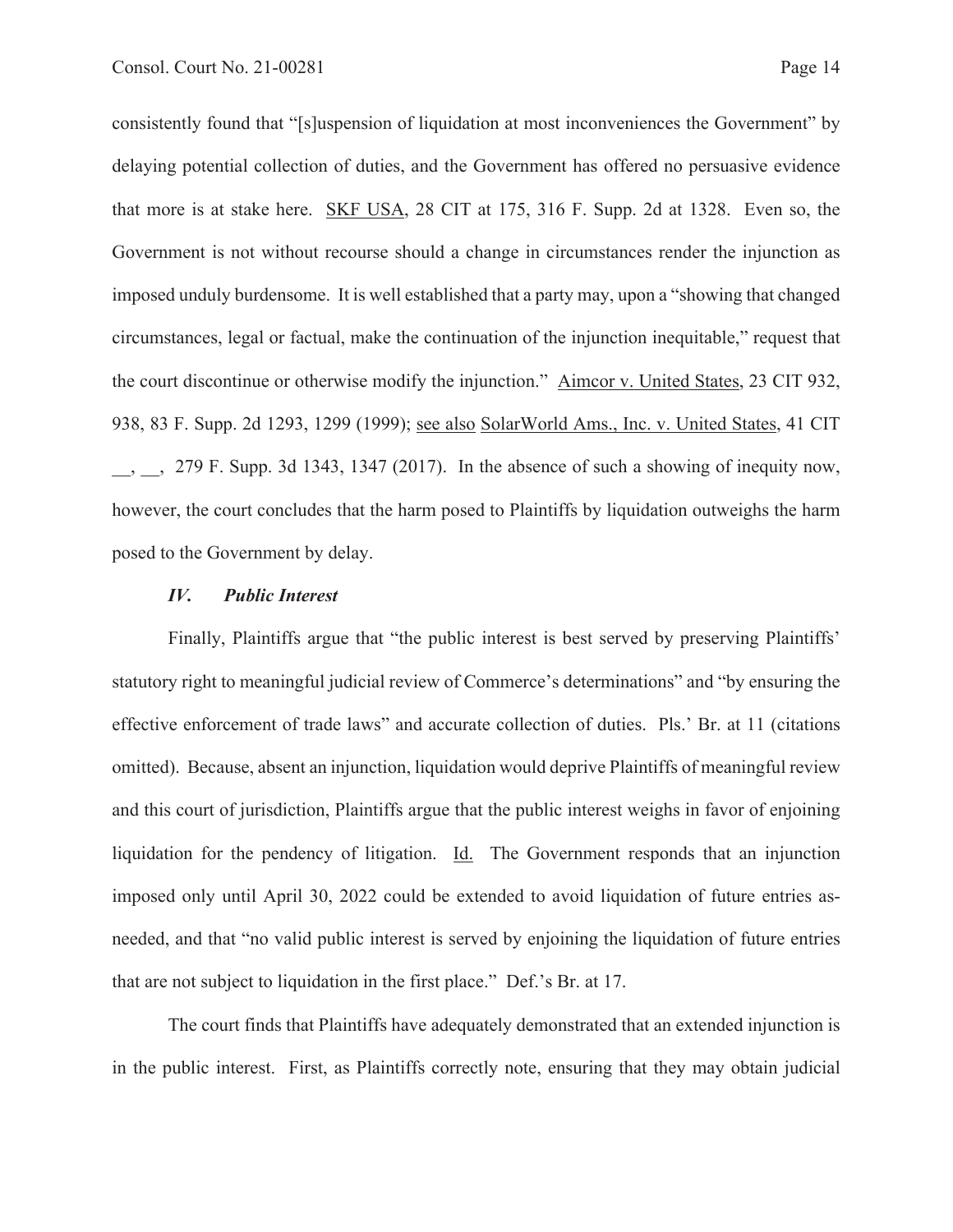consistently found that "[s]uspension of liquidation at most inconveniences the Government" by delaying potential collection of duties, and the Government has offered no persuasive evidence that more is at stake here. SKF USA, 28 CIT at 175, 316 F. Supp. 2d at 1328. Even so, the Government is not without recourse should a change in circumstances render the injunction as imposed unduly burdensome. It is well established that a party may, upon a "showing that changed circumstances, legal or factual, make the continuation of the injunction inequitable," request that the court discontinue or otherwise modify the injunction." Aimcor v. United States, 23 CIT 932, 938, 83 F. Supp. 2d 1293, 1299 (1999); see also SolarWorld Ams., Inc. v. United States, 41 CIT __, __, 279 F. Supp. 3d 1343, 1347 (2017). In the absence of such a showing of inequity now, however, the court concludes that the harm posed to Plaintiffs by liquidation outweighs the harm posed to the Government by delay.

### *IV. Public Interest*

Finally, Plaintiffs argue that "the public interest is best served by preserving Plaintiffs' statutory right to meaningful judicial review of Commerce's determinations" and "by ensuring the effective enforcement of trade laws" and accurate collection of duties. Pls.' Br. at 11 (citations omitted). Because, absent an injunction, liquidation would deprive Plaintiffs of meaningful review and this court of jurisdiction, Plaintiffs argue that the public interest weighs in favor of enjoining liquidation for the pendency of litigation. Id. The Government responds that an injunction imposed only until April 30, 2022 could be extended to avoid liquidation of future entries as-needed, and that "no valid public interest is served by enjoining the liquidation of future entries that are not subject to liquidation in the first place." Def.'s Br. at 17.

The court finds that Plaintiffs have adequately demonstrated that an extended injunction is in the public interest. First, as Plaintiffs correctly note, ensuring that they may obtain judicial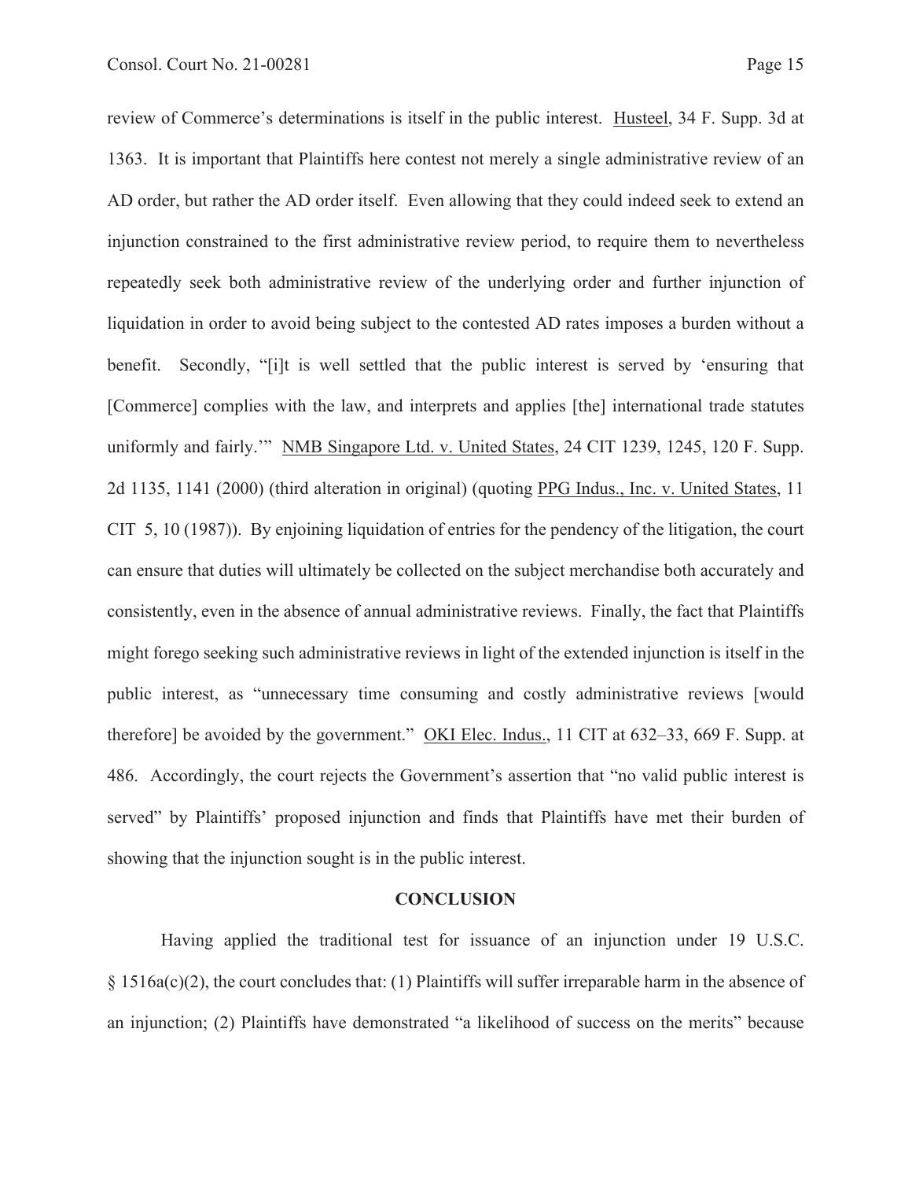review of Commerce's determinations is itself in the public interest. Husteel, 34 F. Supp. 3d at 1363. It is important that Plaintiffs here contest not merely a single administrative review of an AD order, but rather the AD order itself. Even allowing that they could indeed seek to extend an injunction constrained to the first administrative review period, to require them to nevertheless repeatedly seek both administrative review of the underlying order and further injunction of liquidation in order to avoid being subject to the contested AD rates imposes a burden without a benefit. Secondly, "[i]t is well settled that the public interest is served by 'ensuring that [Commerce] complies with the law, and interprets and applies [the] international trade statutes uniformly and fairly.'" NMB Singapore Ltd. v. United States, 24 CIT 1239, 1245, 120 F. Supp. 2d 1135, 1141 (2000) (third alteration in original) (quoting PPG Indus., Inc. v. United States, 11 CIT 5, 10 (1987)). By enjoining liquidation of entries for the pendency of the litigation, the court can ensure that duties will ultimately be collected on the subject merchandise both accurately and consistently, even in the absence of annual administrative reviews. Finally, the fact that Plaintiffs might forego seeking such administrative reviews in light of the extended injunction is itself in the public interest, as "unnecessary time consuming and costly administrative reviews [would therefore] be avoided by the government." OKI Elec. Indus., 11 CIT at 632–33, 669 F. Supp. at 486. Accordingly, the court rejects the Government's assertion that "no valid public interest is served" by Plaintiffs' proposed injunction and finds that Plaintiffs have met their burden of showing that the injunction sought is in the public interest.

**CONCLUSION**

Having applied the traditional test for issuance of an injunction under 19 U.S.C. § 1516a(c)(2), the court concludes that: (1) Plaintiffs will suffer irreparable harm in the absence of an injunction; (2) Plaintiffs have demonstrated "a likelihood of success on the merits" because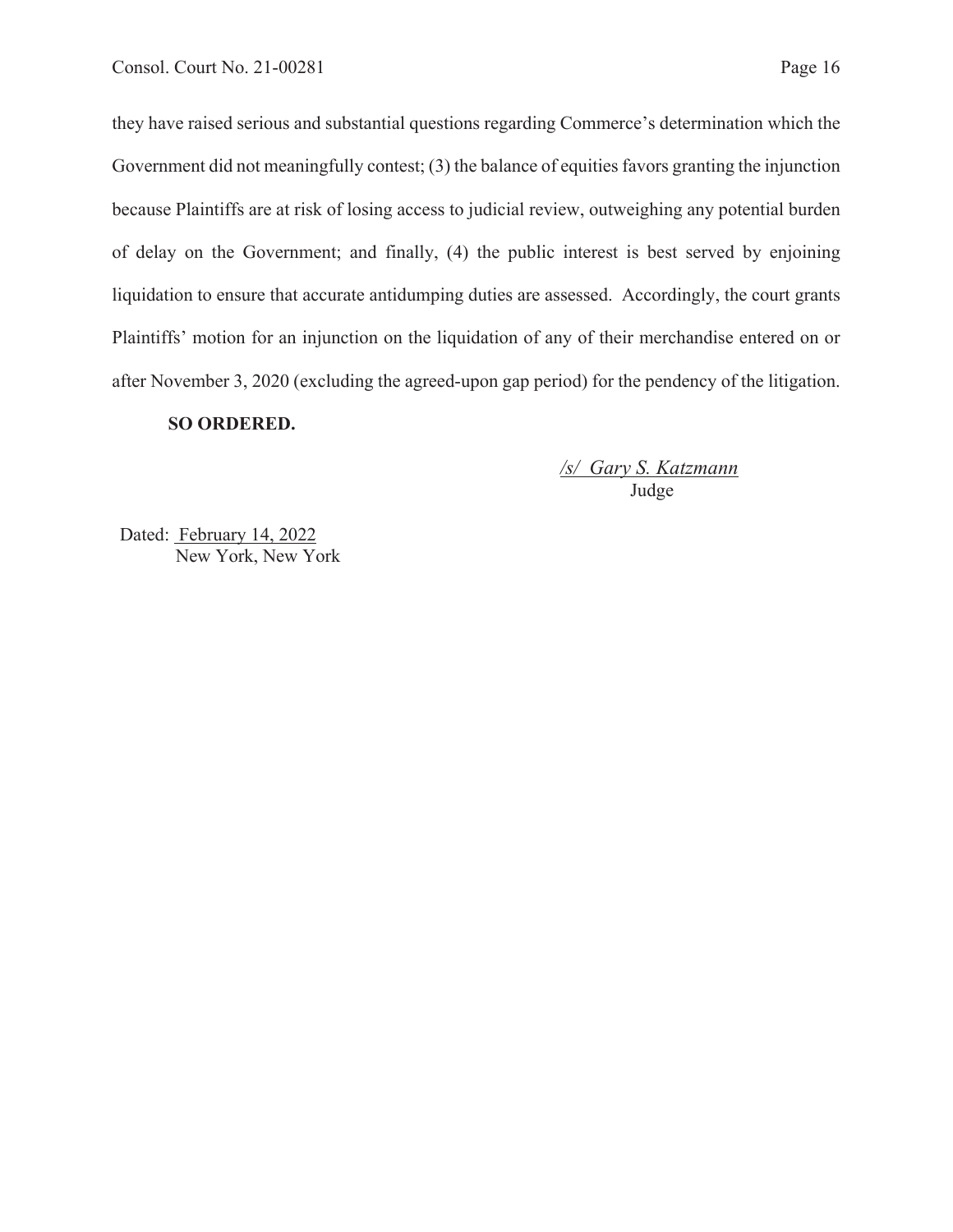they have raised serious and substantial questions regarding Commerce's determination which the Government did not meaningfully contest; (3) the balance of equities favors granting the injunction because Plaintiffs are at risk of losing access to judicial review, outweighing any potential burden of delay on the Government; and finally, (4) the public interest is best served by enjoining liquidation to ensure that accurate antidumping duties are assessed. Accordingly, the court grants Plaintiffs' motion for an injunction on the liquidation of any of their merchandise entered on or after November 3, 2020 (excluding the agreed-upon gap period) for the pendency of the litigation.

**SO ORDERED.**

*/s/ Gary S. Katzmann*
Judge

Dated: February 14, 2022
New York, New York